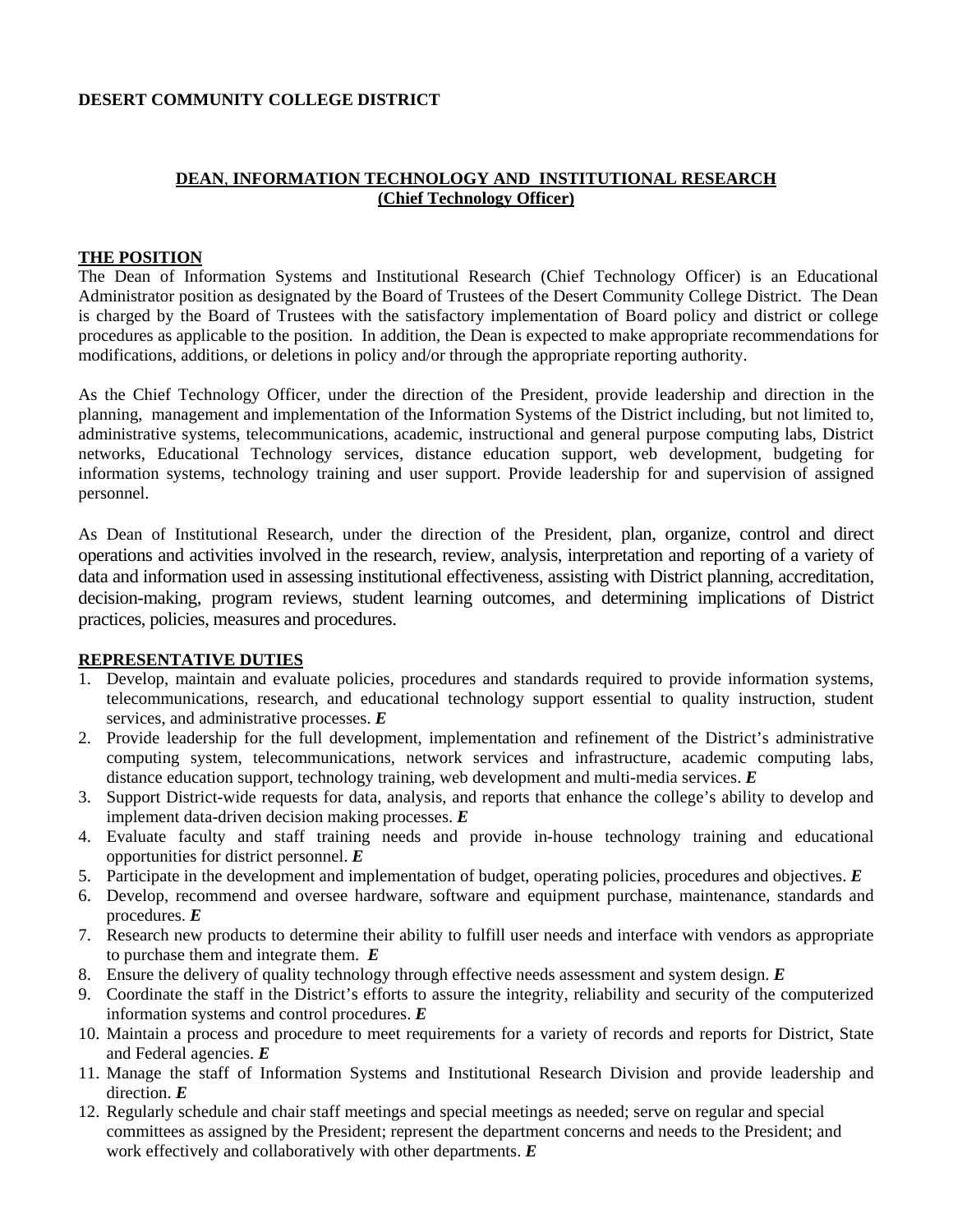**DESERT COMMUNITY COLLEGE DISTRICT**

# DEAN, INFORMATION TECHNOLOGY AND INSTITUTIONAL RESEARCH (Chief Technology Officer)

## THE POSITION

The Dean of Information Systems and Institutional Research (Chief Technology Officer) is an Educational Administrator position as designated by the Board of Trustees of the Desert Community College District. The Dean is charged by the Board of Trustees with the satisfactory implementation of Board policy and district or college procedures as applicable to the position. In addition, the Dean is expected to make appropriate recommendations for modifications, additions, or deletions in policy and/or through the appropriate reporting authority.

As the Chief Technology Officer, under the direction of the President, provide leadership and direction in the planning, management and implementation of the Information Systems of the District including, but not limited to, administrative systems, telecommunications, academic, instructional and general purpose computing labs, District networks, Educational Technology services, distance education support, web development, budgeting for information systems, technology training and user support. Provide leadership for and supervision of assigned personnel.

As Dean of Institutional Research, under the direction of the President, plan, organize, control and direct operations and activities involved in the research, review, analysis, interpretation and reporting of a variety of data and information used in assessing institutional effectiveness, assisting with District planning, accreditation, decision-making, program reviews, student learning outcomes, and determining implications of District practices, policies, measures and procedures.

## REPRESENTATIVE DUTIES

1. Develop, maintain and evaluate policies, procedures and standards required to provide information systems, telecommunications, research, and educational technology support essential to quality instruction, student services, and administrative processes. ***E***
2. Provide leadership for the full development, implementation and refinement of the District's administrative computing system, telecommunications, network services and infrastructure, academic computing labs, distance education support, technology training, web development and multi-media services. ***E***
3. Support District-wide requests for data, analysis, and reports that enhance the college's ability to develop and implement data-driven decision making processes. ***E***
4. Evaluate faculty and staff training needs and provide in-house technology training and educational opportunities for district personnel. ***E***
5. Participate in the development and implementation of budget, operating policies, procedures and objectives. ***E***
6. Develop, recommend and oversee hardware, software and equipment purchase, maintenance, standards and procedures. ***E***
7. Research new products to determine their ability to fulfill user needs and interface with vendors as appropriate to purchase them and integrate them. ***E***
8. Ensure the delivery of quality technology through effective needs assessment and system design. ***E***
9. Coordinate the staff in the District's efforts to assure the integrity, reliability and security of the computerized information systems and control procedures. ***E***
10. Maintain a process and procedure to meet requirements for a variety of records and reports for District, State and Federal agencies. ***E***
11. Manage the staff of Information Systems and Institutional Research Division and provide leadership and direction. ***E***
12. Regularly schedule and chair staff meetings and special meetings as needed; serve on regular and special committees as assigned by the President; represent the department concerns and needs to the President; and work effectively and collaboratively with other departments. ***E***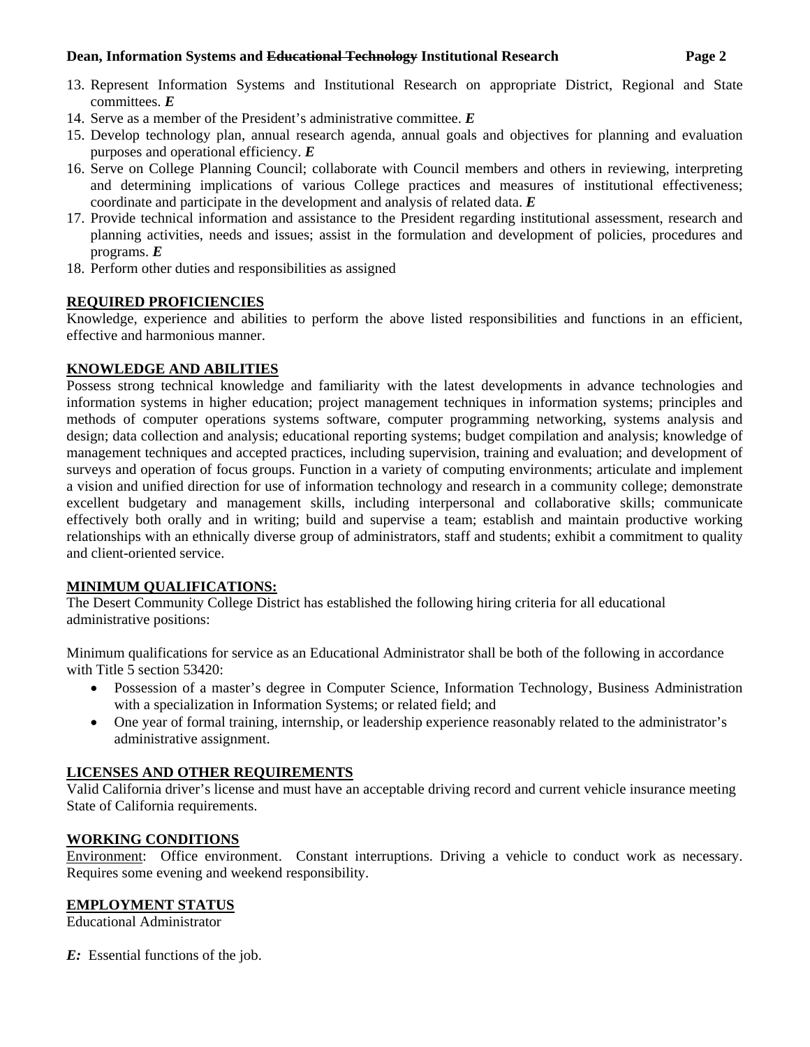13. Represent Information Systems and Institutional Research on appropriate District, Regional and State committees. ***E***
14. Serve as a member of the President's administrative committee. ***E***
15. Develop technology plan, annual research agenda, annual goals and objectives for planning and evaluation purposes and operational efficiency. ***E***
16. Serve on College Planning Council; collaborate with Council members and others in reviewing, interpreting and determining implications of various College practices and measures of institutional effectiveness; coordinate and participate in the development and analysis of related data. ***E***
17. Provide technical information and assistance to the President regarding institutional assessment, research and planning activities, needs and issues; assist in the formulation and development of policies, procedures and programs. ***E***
18. Perform other duties and responsibilities as assigned

## REQUIRED PROFICIENCIES

Knowledge, experience and abilities to perform the above listed responsibilities and functions in an efficient, effective and harmonious manner.

## KNOWLEDGE AND ABILITIES

Possess strong technical knowledge and familiarity with the latest developments in advance technologies and information systems in higher education; project management techniques in information systems; principles and methods of computer operations systems software, computer programming networking, systems analysis and design; data collection and analysis; educational reporting systems; budget compilation and analysis; knowledge of management techniques and accepted practices, including supervision, training and evaluation; and development of surveys and operation of focus groups. Function in a variety of computing environments; articulate and implement a vision and unified direction for use of information technology and research in a community college; demonstrate excellent budgetary and management skills, including interpersonal and collaborative skills; communicate effectively both orally and in writing; build and supervise a team; establish and maintain productive working relationships with an ethnically diverse group of administrators, staff and students; exhibit a commitment to quality and client-oriented service.

## MINIMUM QUALIFICATIONS:

The Desert Community College District has established the following hiring criteria for all educational administrative positions:

Minimum qualifications for service as an Educational Administrator shall be both of the following in accordance with Title 5 section 53420:

- Possession of a master's degree in Computer Science, Information Technology, Business Administration with a specialization in Information Systems; or related field; and
- One year of formal training, internship, or leadership experience reasonably related to the administrator's administrative assignment.

## LICENSES AND OTHER REQUIREMENTS

Valid California driver's license and must have an acceptable driving record and current vehicle insurance meeting State of California requirements.

## WORKING CONDITIONS

Environment: Office environment. Constant interruptions. Driving a vehicle to conduct work as necessary. Requires some evening and weekend responsibility.

## EMPLOYMENT STATUS

Educational Administrator

***E:*** Essential functions of the job.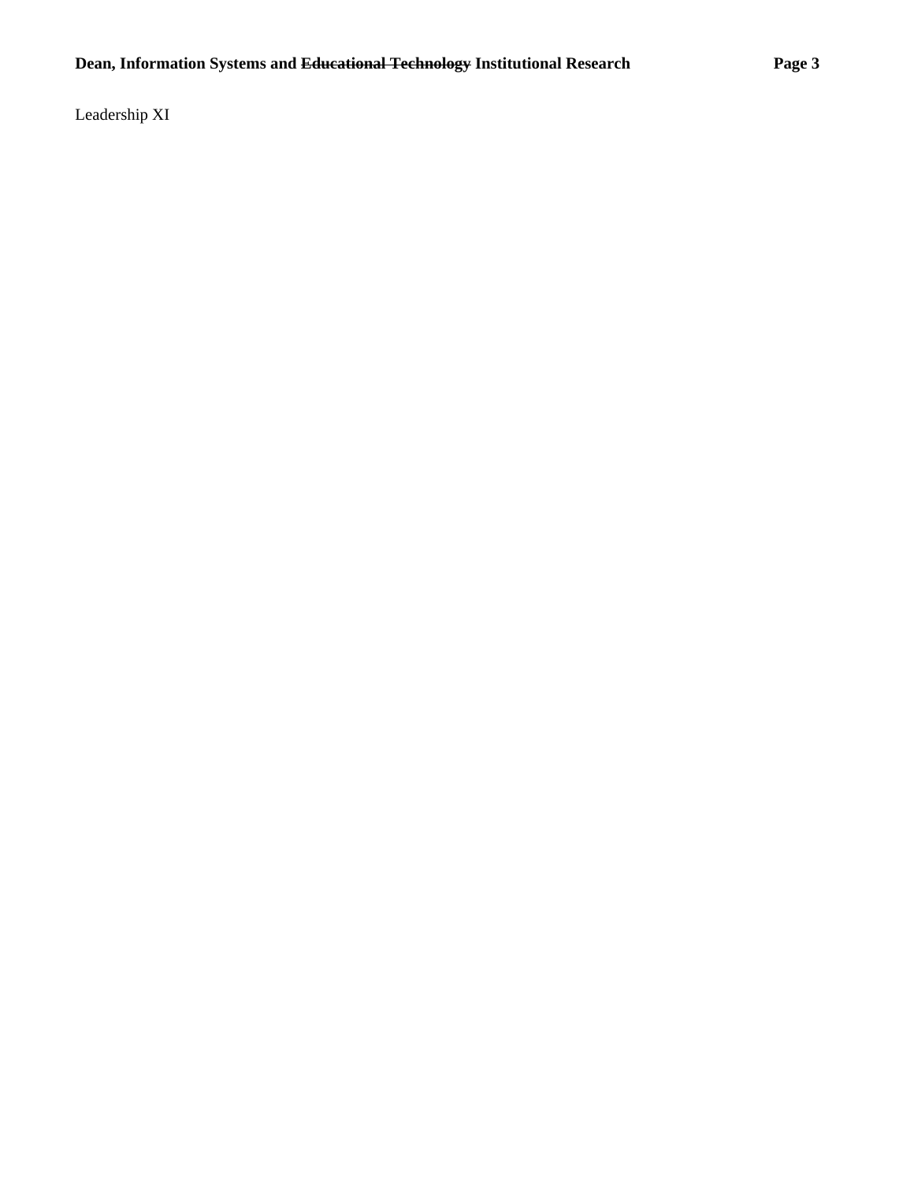Leadership XI